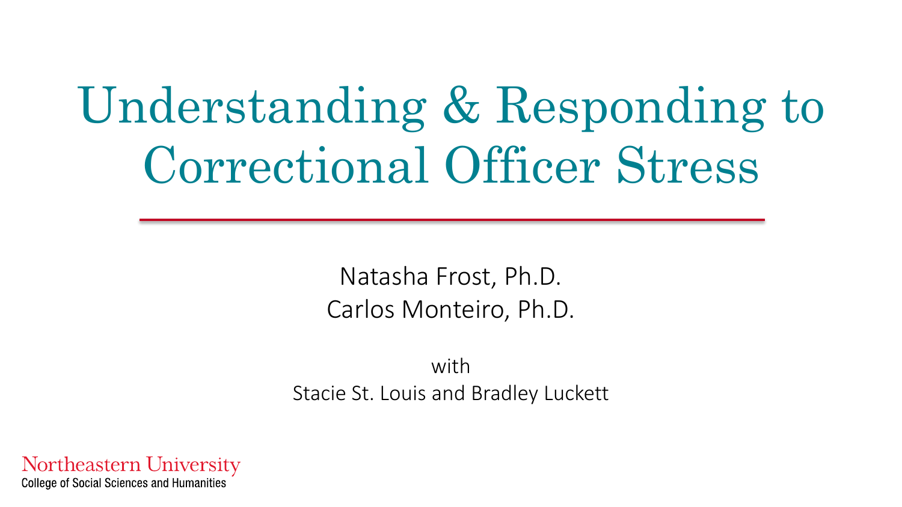# Understanding & Responding to Correctional Officer Stress

Natasha Frost, Ph.D.
Carlos Monteiro, Ph.D.

with
Stacie St. Louis and Bradley Luckett

Northeastern University
College of Social Sciences and Humanities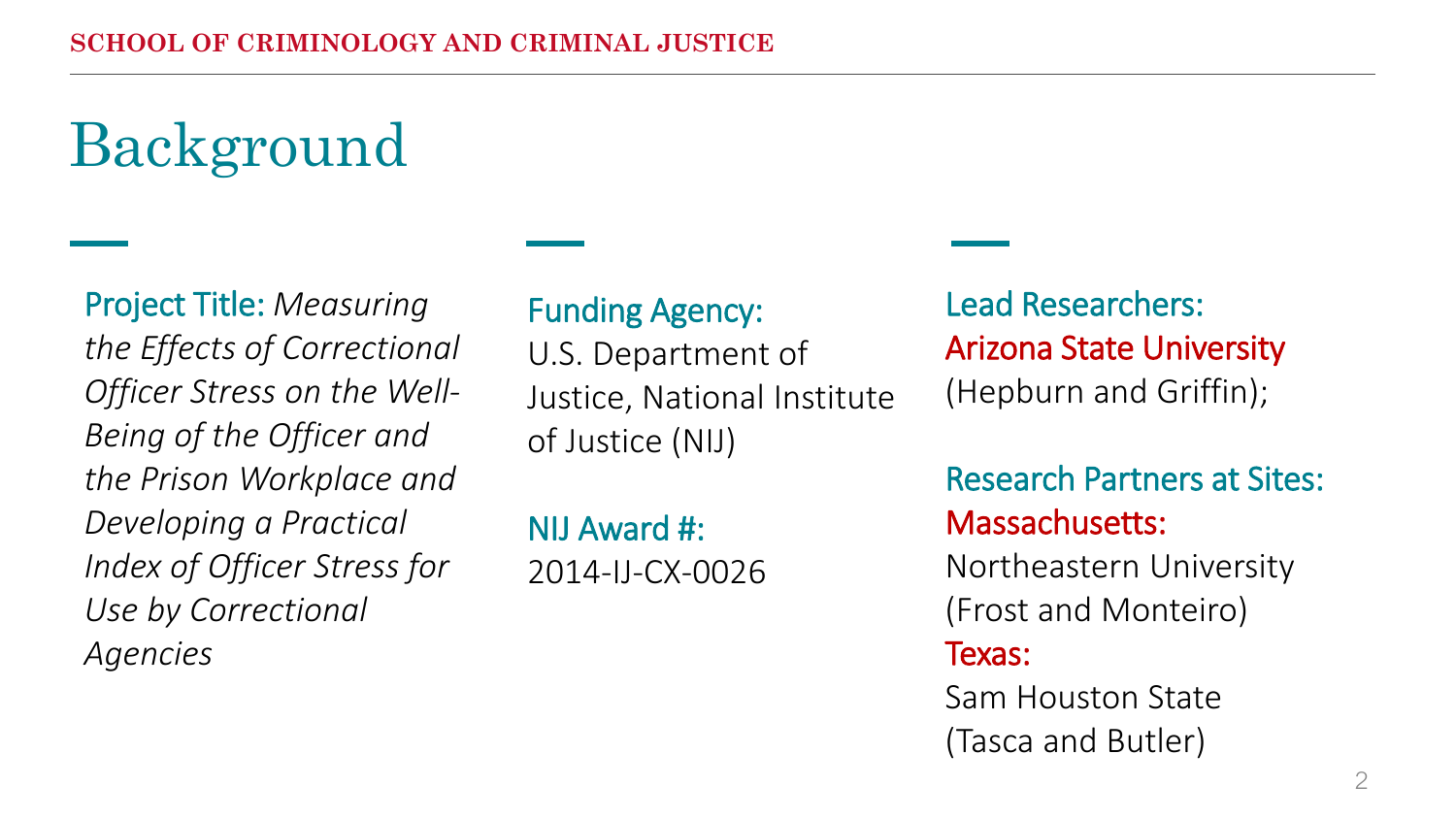# Background

**Project Title:** *Measuring the Effects of Correctional Officer Stress on the Well-Being of the Officer and the Prison Workplace and Developing a Practical Index of Officer Stress for Use by Correctional Agencies*

**Funding Agency:**
U.S. Department of Justice, National Institute of Justice (NIJ)

**NIJ Award #:**
2014-IJ-CX-0026

**Lead Researchers:**
Arizona State University
(Hepburn and Griffin);

**Research Partners at Sites:**
Massachusetts:
Northeastern University
(Frost and Monteiro)
Texas:
Sam Houston State
(Tasca and Butler)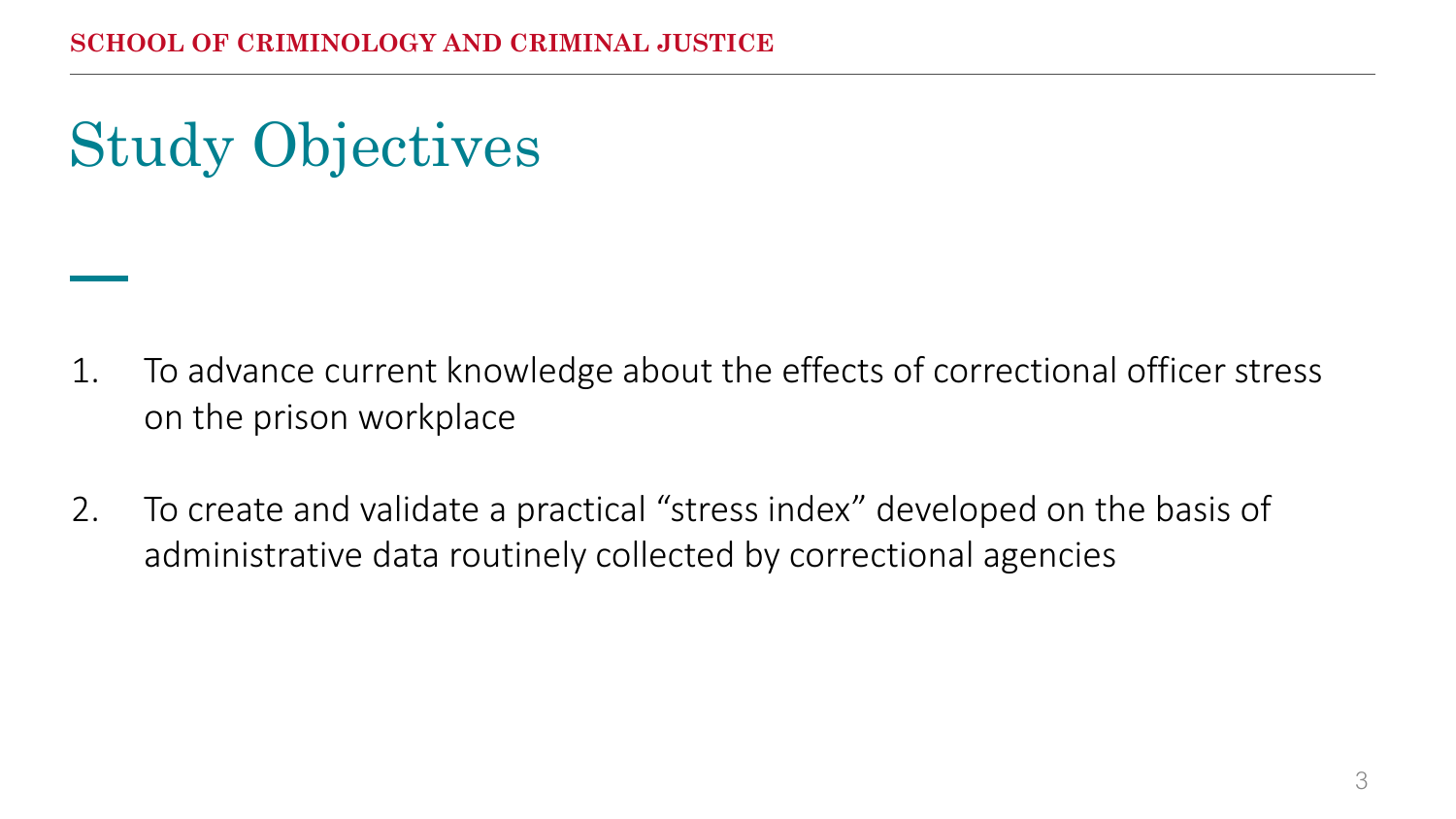# Study Objectives

1. To advance current knowledge about the effects of correctional officer stress on the prison workplace

2. To create and validate a practical "stress index" developed on the basis of administrative data routinely collected by correctional agencies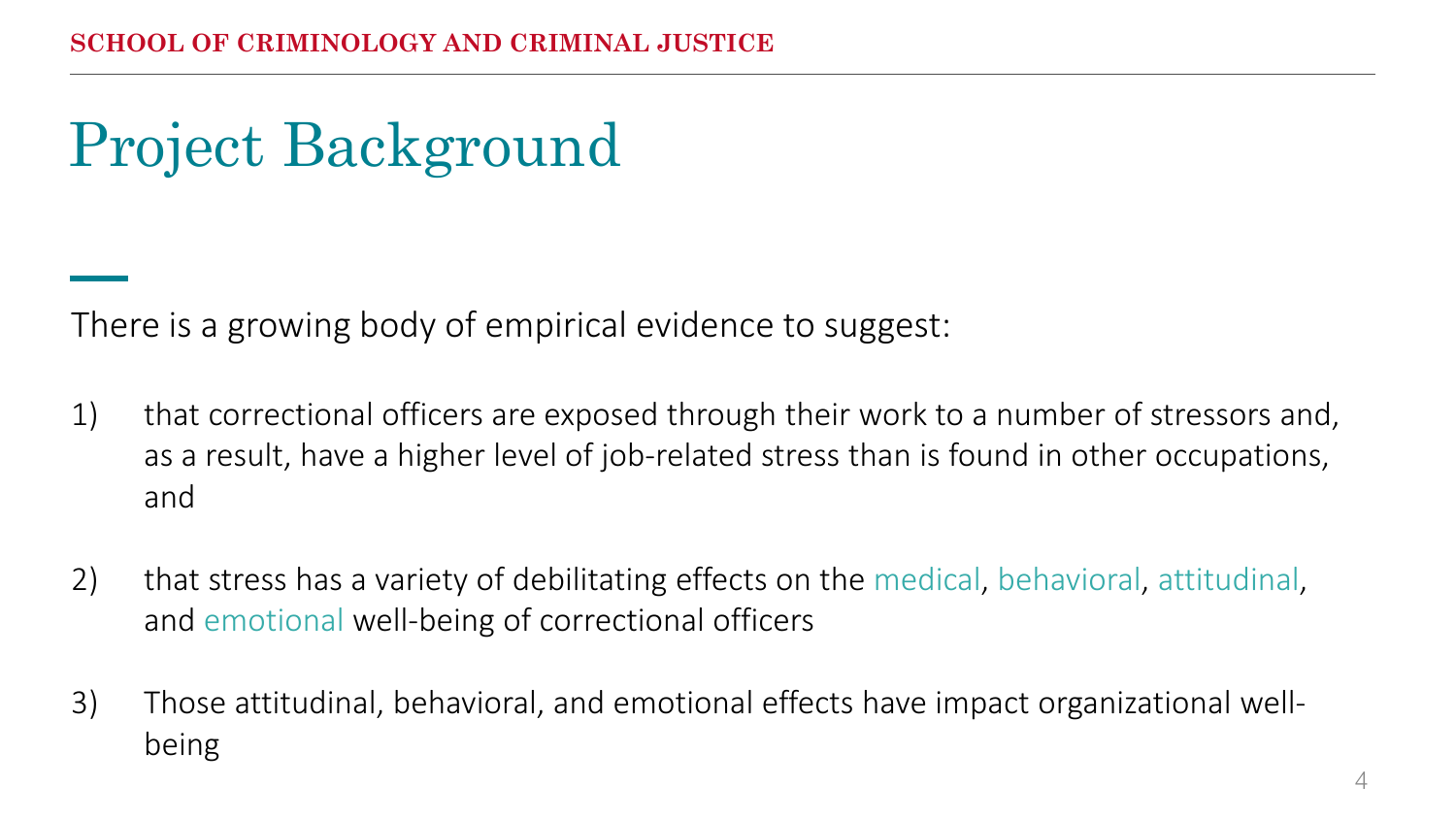# Project Background

There is a growing body of empirical evidence to suggest:

1) that correctional officers are exposed through their work to a number of stressors and, as a result, have a higher level of job-related stress than is found in other occupations, and

2) that stress has a variety of debilitating effects on the medical, behavioral, attitudinal, and emotional well-being of correctional officers

3) Those attitudinal, behavioral, and emotional effects have impact organizational well-being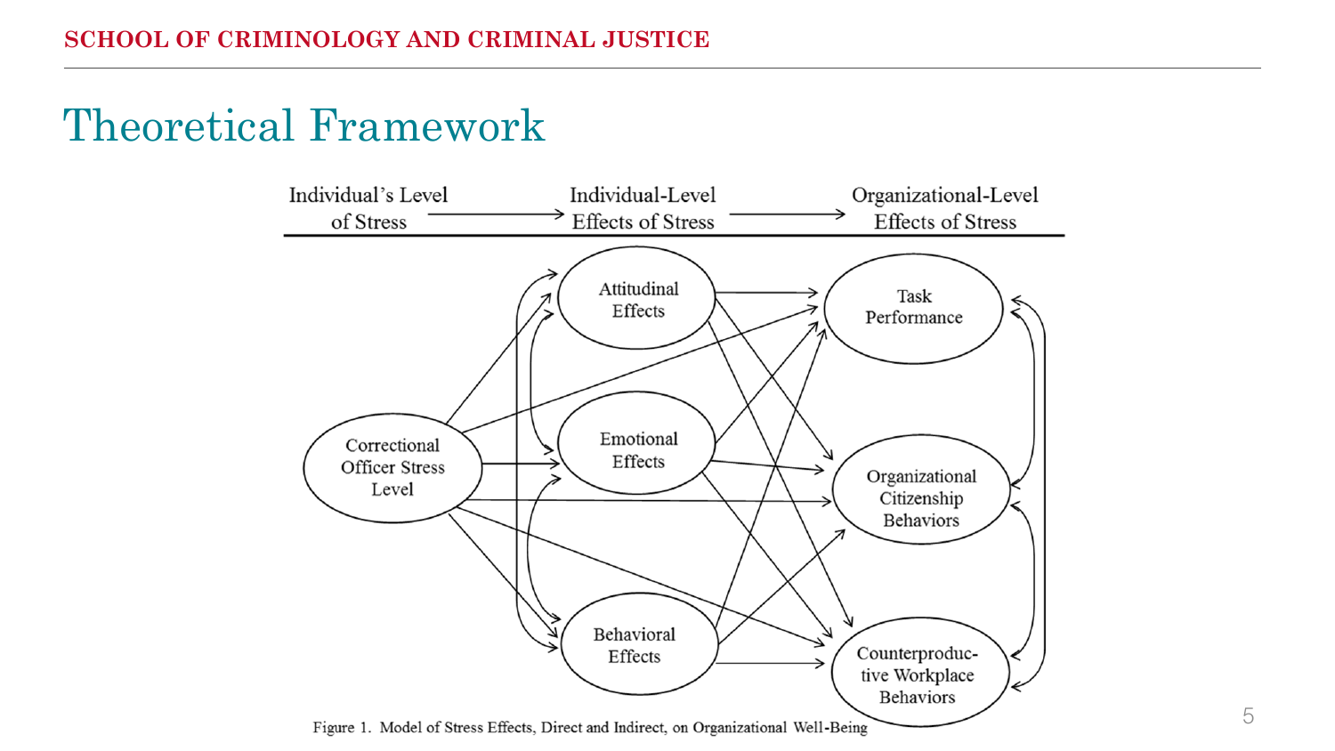# Theoretical Framework

Individual's Level of Stress → Individual-Level Effects of Stress → Organizational-Level Effects of Stress

Correctional Officer Stress Level

Attitudinal Effects

Emotional Effects

Behavioral Effects

Task Performance

Organizational Citizenship Behaviors

Counterproductive Workplace Behaviors

Figure 1. Model of Stress Effects, Direct and Indirect, on Organizational Well-Being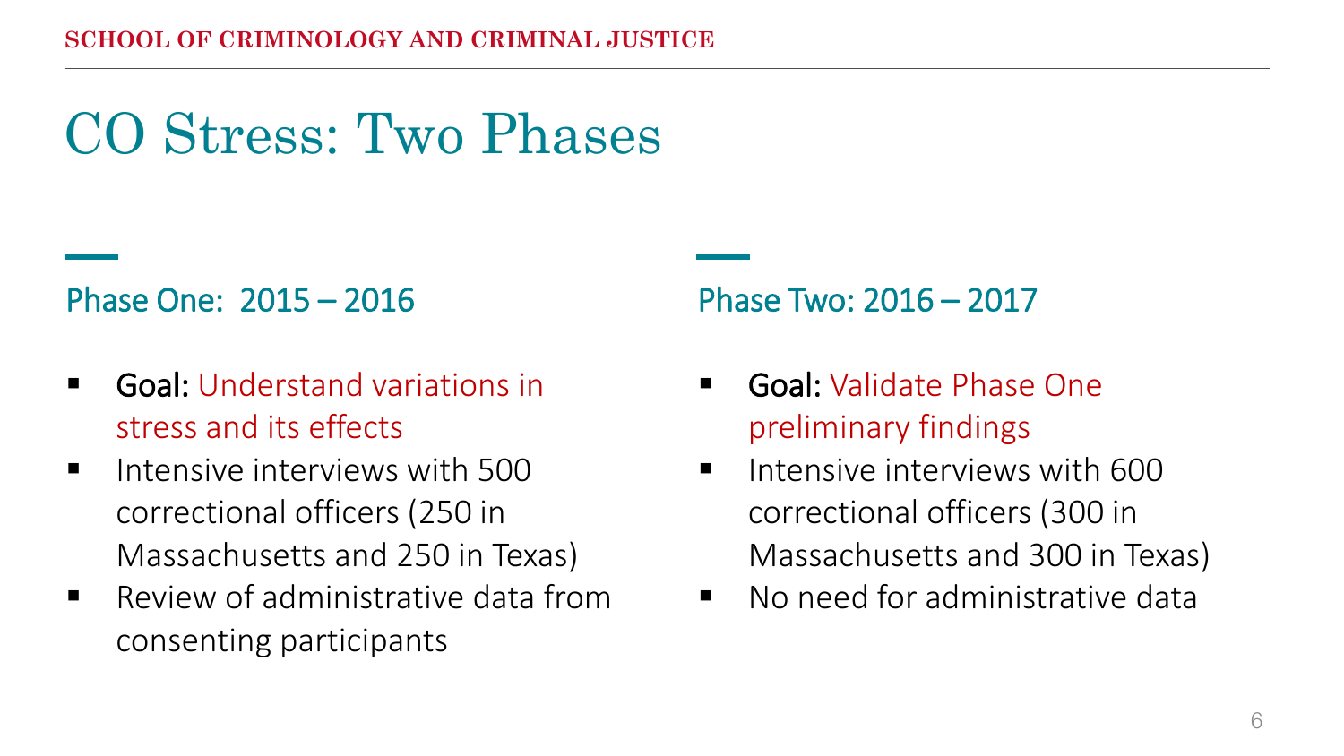# CO Stress: Two Phases

## Phase One: 2015 – 2016

- **Goal:** Understand variations in stress and its effects
- Intensive interviews with 500 correctional officers (250 in Massachusetts and 250 in Texas)
- Review of administrative data from consenting participants

## Phase Two: 2016 – 2017

- **Goal:** Validate Phase One preliminary findings
- Intensive interviews with 600 correctional officers (300 in Massachusetts and 300 in Texas)
- No need for administrative data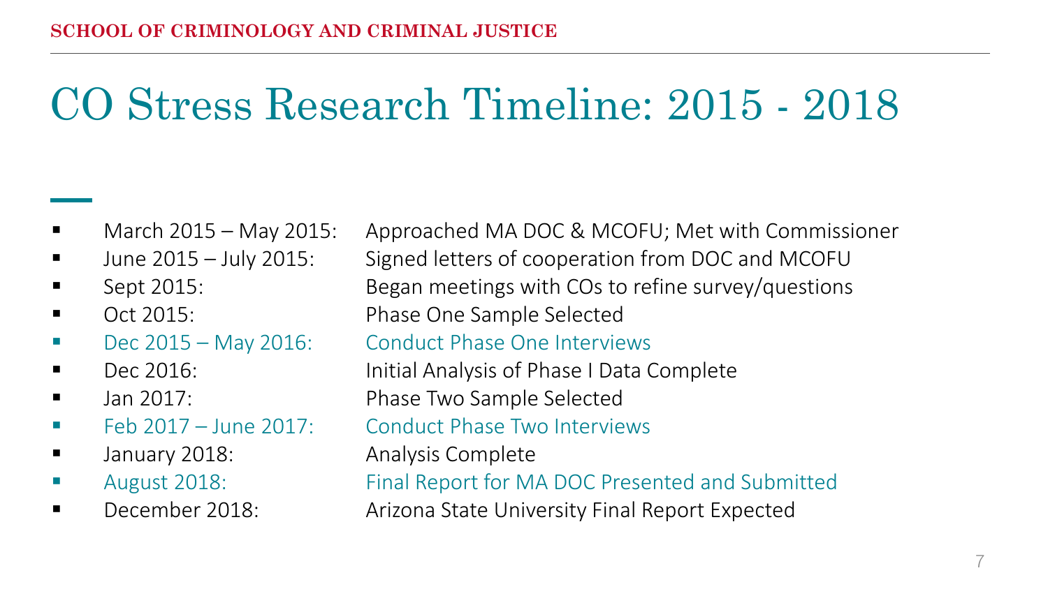# CO Stress Research Timeline: 2015 - 2018

- March 2015 – May 2015: Approached MA DOC & MCOFU; Met with Commissioner
- June 2015 – July 2015: Signed letters of cooperation from DOC and MCOFU
- Sept 2015: Began meetings with COs to refine survey/questions
- Oct 2015: Phase One Sample Selected
- Dec 2015 – May 2016: Conduct Phase One Interviews
- Dec 2016: Initial Analysis of Phase I Data Complete
- Jan 2017: Phase Two Sample Selected
- Feb 2017 – June 2017: Conduct Phase Two Interviews
- January 2018: Analysis Complete
- August 2018: Final Report for MA DOC Presented and Submitted
- December 2018: Arizona State University Final Report Expected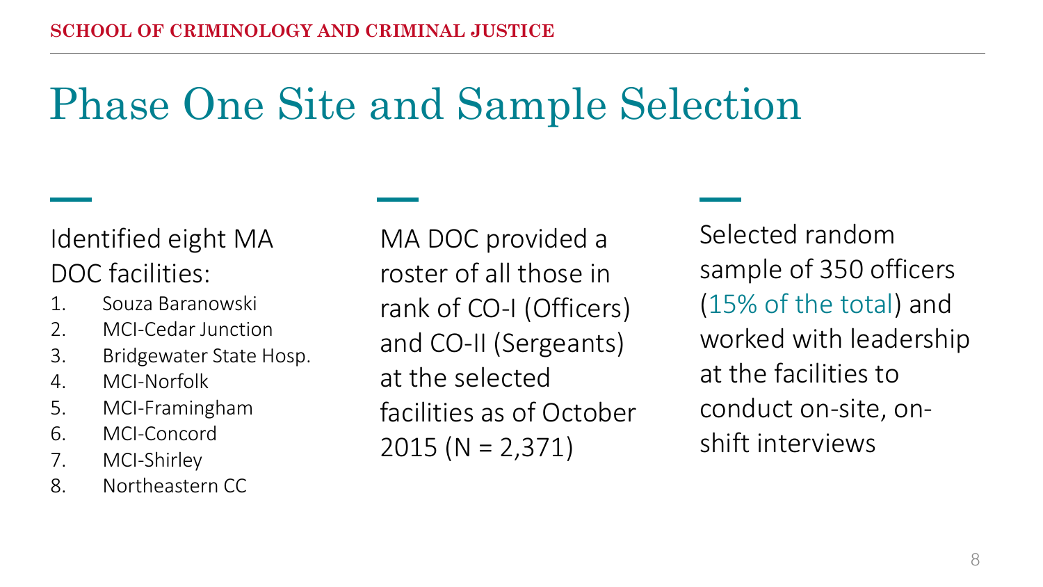# Phase One Site and Sample Selection

Identified eight MA DOC facilities:

1. Souza Baranowski
2. MCI-Cedar Junction
3. Bridgewater State Hosp.
4. MCI-Norfolk
5. MCI-Framingham
6. MCI-Concord
7. MCI-Shirley
8. Northeastern CC

MA DOC provided a roster of all those in rank of CO-I (Officers) and CO-II (Sergeants) at the selected facilities as of October 2015 (N = 2,371)

Selected random sample of 350 officers (15% of the total) and worked with leadership at the facilities to conduct on-site, on-shift interviews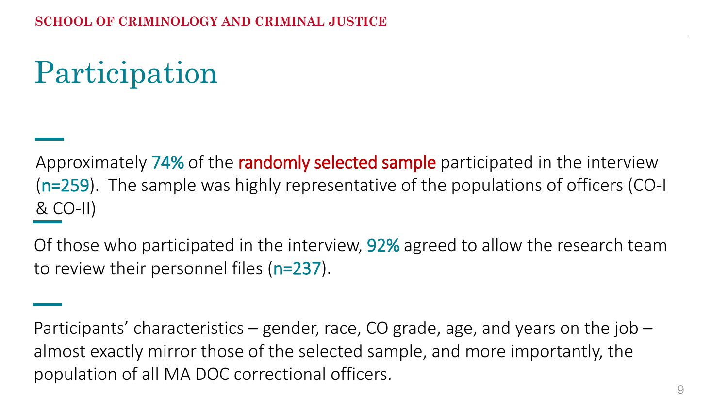# Participation

Approximately 74% of the randomly selected sample participated in the interview (n=259). The sample was highly representative of the populations of officers (CO-I & CO-II)

Of those who participated in the interview, 92% agreed to allow the research team to review their personnel files (n=237).

Participants' characteristics – gender, race, CO grade, age, and years on the job – almost exactly mirror those of the selected sample, and more importantly, the population of all MA DOC correctional officers.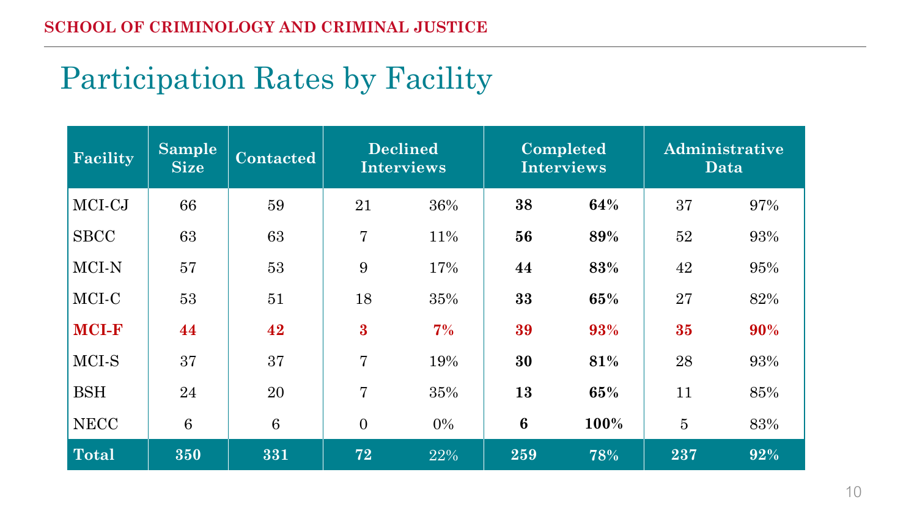# Participation Rates by Facility

| Facility | Sample Size | Contacted | Declined Interviews | | Completed Interviews | | Administrative Data | |
|---|---|---|---|---|---|---|---|---|
| MCI-CJ | 66 | 59 | 21 | 36% | **38** | **64%** | 37 | 97% |
| SBCC | 63 | 63 | 7 | 11% | **56** | **89%** | 52 | 93% |
| MCI-N | 57 | 53 | 9 | 17% | **44** | **83%** | 42 | 95% |
| MCI-C | 53 | 51 | 18 | 35% | **33** | **65%** | 27 | 82% |
| **MCI-F** | **44** | **42** | **3** | **7%** | **39** | **93%** | **35** | **90%** |
| MCI-S | 37 | 37 | 7 | 19% | **30** | **81%** | 28 | 93% |
| BSH | 24 | 20 | 7 | 35% | **13** | **65%** | 11 | 85% |
| NECC | 6 | 6 | 0 | 0% | **6** | **100%** | 5 | 83% |
| **Total** | **350** | **331** | **72** | 22% | **259** | 78% | **237** | **92%** |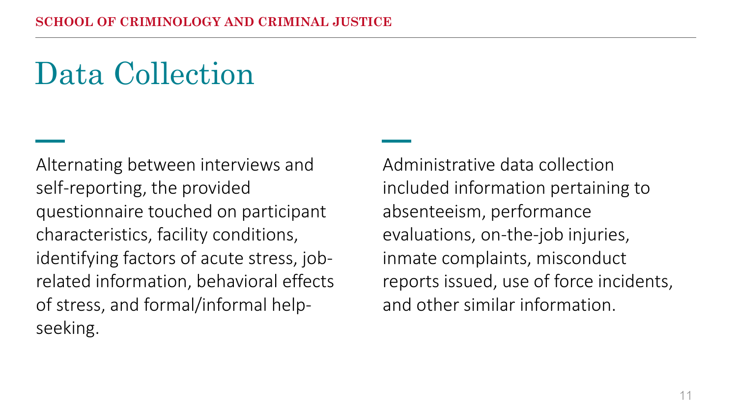# Data Collection

Alternating between interviews and self-reporting, the provided questionnaire touched on participant characteristics, facility conditions, identifying factors of acute stress, job-related information, behavioral effects of stress, and formal/informal help-seeking.

Administrative data collection included information pertaining to absenteeism, performance evaluations, on-the-job injuries, inmate complaints, misconduct reports issued, use of force incidents, and other similar information.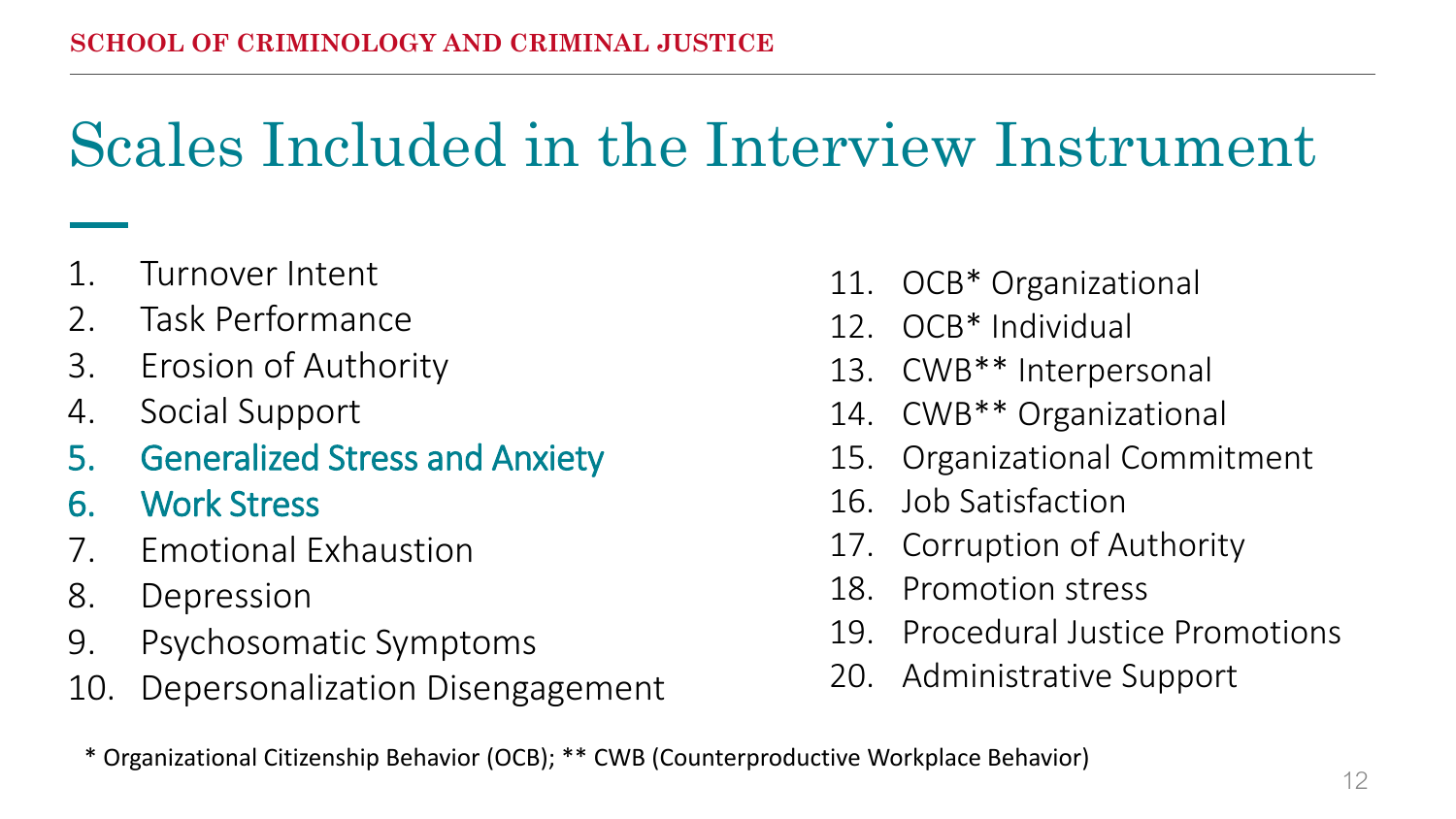# Scales Included in the Interview Instrument

1. Turnover Intent
2. Task Performance
3. Erosion of Authority
4. Social Support
5. Generalized Stress and Anxiety
6. Work Stress
7. Emotional Exhaustion
8. Depression
9. Psychosomatic Symptoms
10. Depersonalization Disengagement
11. OCB* Organizational
12. OCB* Individual
13. CWB** Interpersonal
14. CWB** Organizational
15. Organizational Commitment
16. Job Satisfaction
17. Corruption of Authority
18. Promotion stress
19. Procedural Justice Promotions
20. Administrative Support

* Organizational Citizenship Behavior (OCB); ** CWB (Counterproductive Workplace Behavior)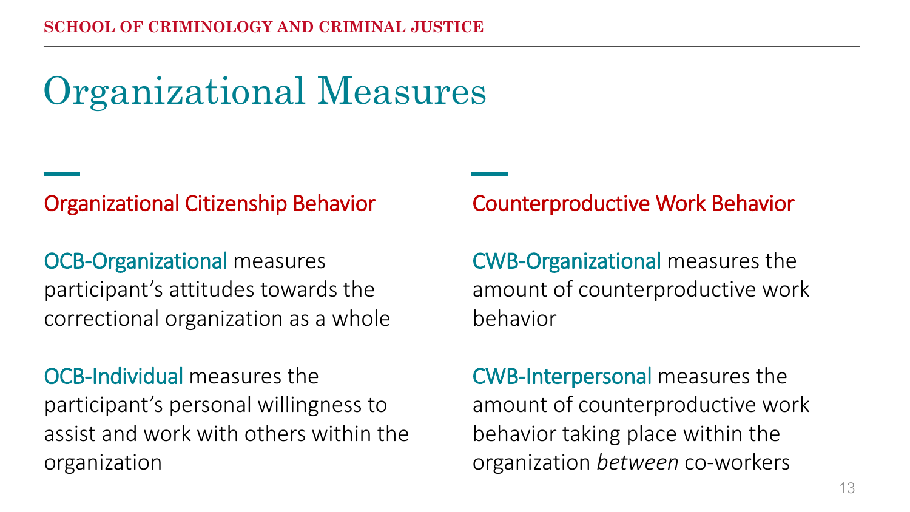# Organizational Measures

## Organizational Citizenship Behavior

**OCB-Organizational** measures participant's attitudes towards the correctional organization as a whole

**OCB-Individual** measures the participant's personal willingness to assist and work with others within the organization

## Counterproductive Work Behavior

**CWB-Organizational** measures the amount of counterproductive work behavior

**CWB-Interpersonal** measures the amount of counterproductive work behavior taking place within the organization *between* co-workers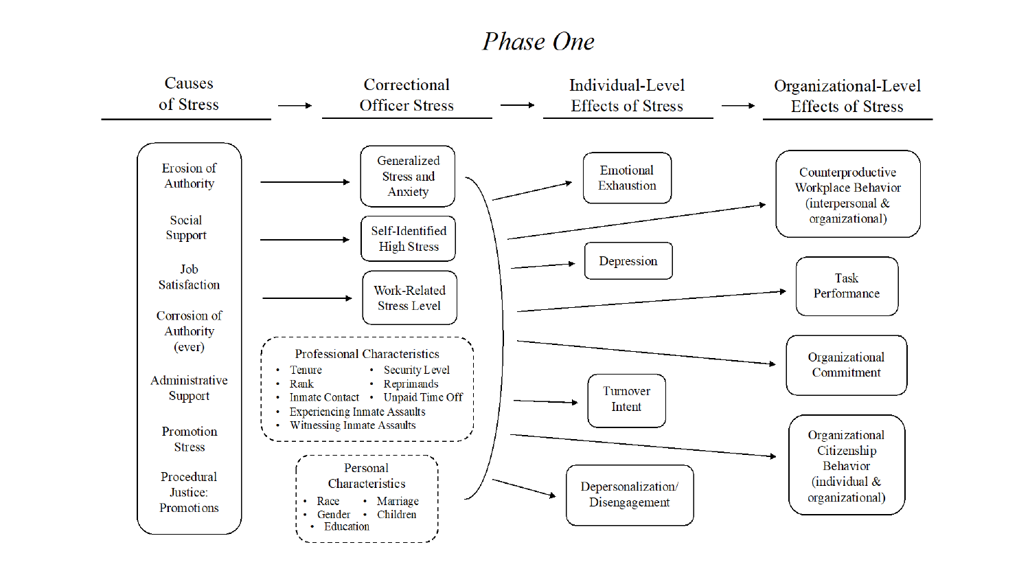*Phase One*

**Causes of Stress** → **Correctional Officer Stress** → **Individual-Level Effects of Stress** → **Organizational-Level Effects of Stress**

**Causes of Stress**

- Erosion of Authority
- Social Support
- Job Satisfaction
- Corrosion of Authority (ever)
- Administrative Support
- Promotion Stress
- Procedural Justice: Promotions

**Correctional Officer Stress**

- Generalized Stress and Anxiety
- Self-Identified High Stress
- Work-Related Stress Level

Professional Characteristics

- Tenure
- Rank
- Inmate Contact
- Experiencing Inmate Assaults
- Witnessing Inmate Assaults
- Security Level
- Reprimands
- Unpaid Time Off

Personal Characteristics

- Race
- Gender
- Education
- Marriage
- Children

**Individual-Level Effects of Stress**

- Emotional Exhaustion
- Depression
- Turnover Intent
- Depersonalization/ Disengagement

**Organizational-Level Effects of Stress**

- Counterproductive Workplace Behavior (interpersonal & organizational)
- Task Performance
- Organizational Commitment
- Organizational Citizenship Behavior (individual & organizational)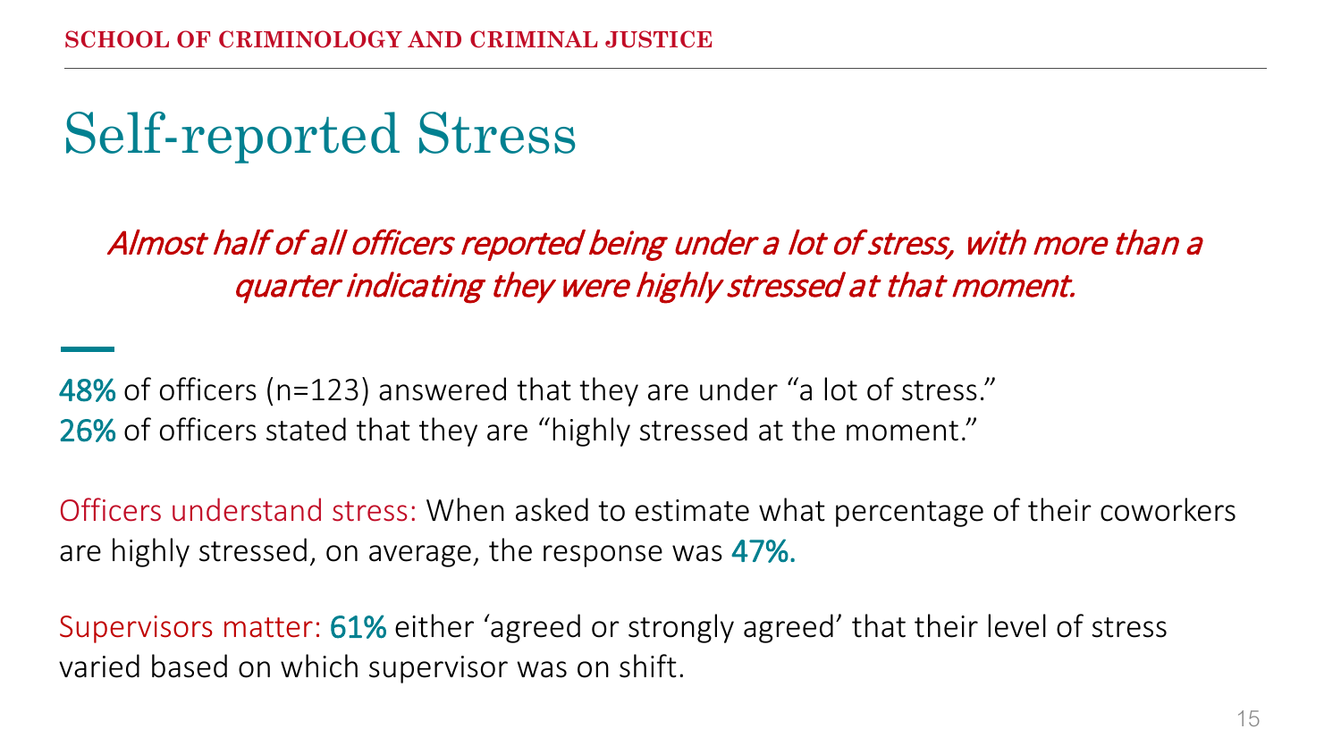# Self-reported Stress

*Almost half of all officers reported being under a lot of stress, with more than a quarter indicating they were highly stressed at that moment.*

**48%** of officers (n=123) answered that they are under “a lot of stress.”
**26%** of officers stated that they are “highly stressed at the moment.”

Officers understand stress: When asked to estimate what percentage of their coworkers are highly stressed, on average, the response was **47%.**

Supervisors matter: **61%** either ‘agreed or strongly agreed’ that their level of stress varied based on which supervisor was on shift.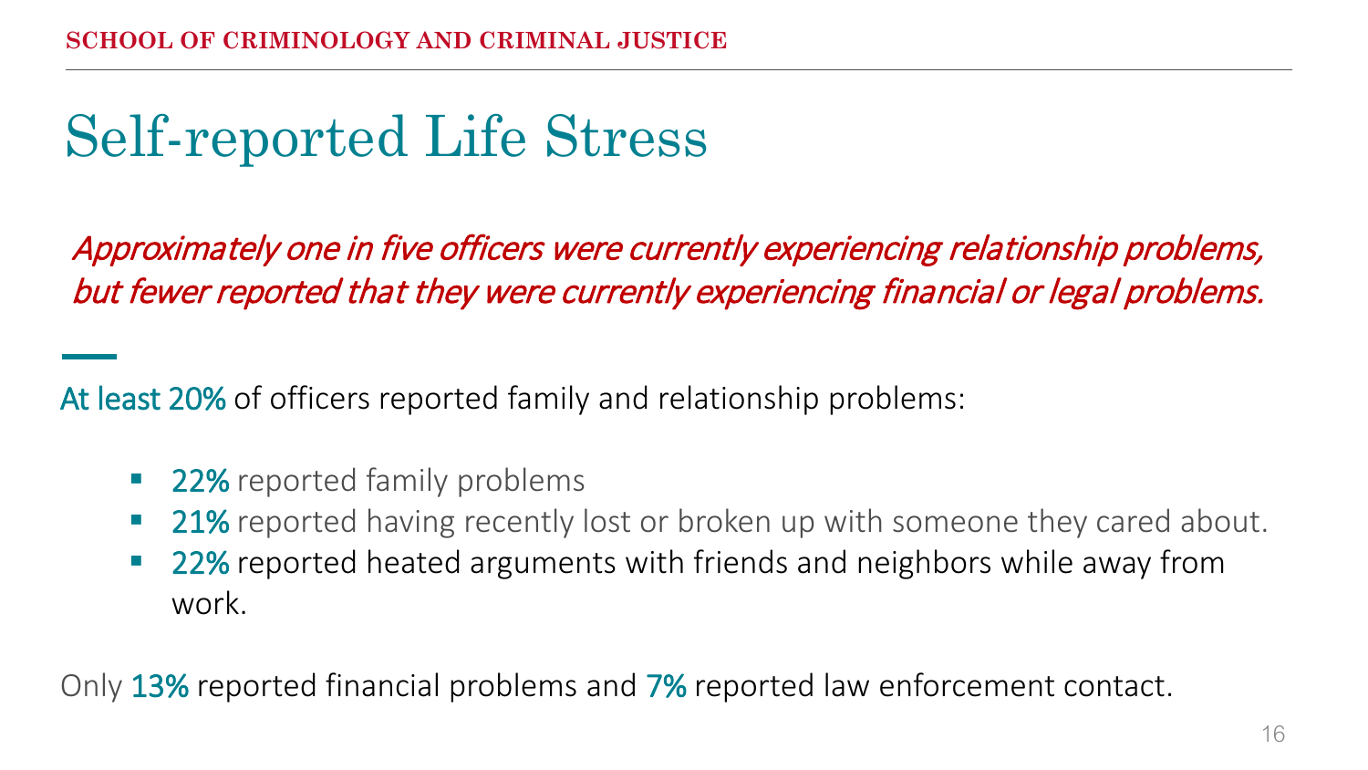# Self-reported Life Stress

*Approximately one in five officers were currently experiencing relationship problems, but fewer reported that they were currently experiencing financial or legal problems.*

At least 20% of officers reported family and relationship problems:

- 22% reported family problems
- 21% reported having recently lost or broken up with someone they cared about.
- 22% reported heated arguments with friends and neighbors while away from work.

Only 13% reported financial problems and 7% reported law enforcement contact.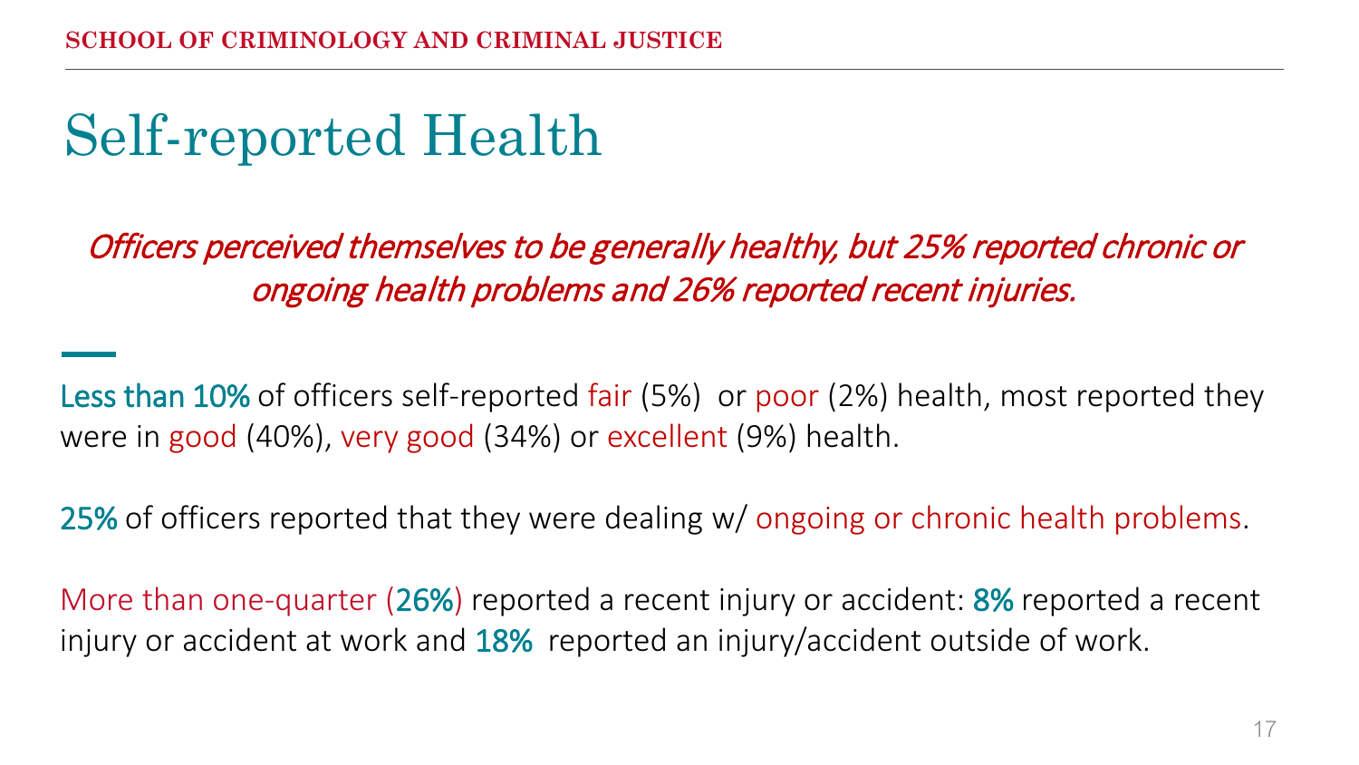# Self-reported Health

*Officers perceived themselves to be generally healthy, but 25% reported chronic or ongoing health problems and 26% reported recent injuries.*

Less than 10% of officers self-reported fair (5%) or poor (2%) health, most reported they were in good (40%), very good (34%) or excellent (9%) health.

25% of officers reported that they were dealing w/ ongoing or chronic health problems.

More than one-quarter (26%) reported a recent injury or accident: 8% reported a recent injury or accident at work and 18% reported an injury/accident outside of work.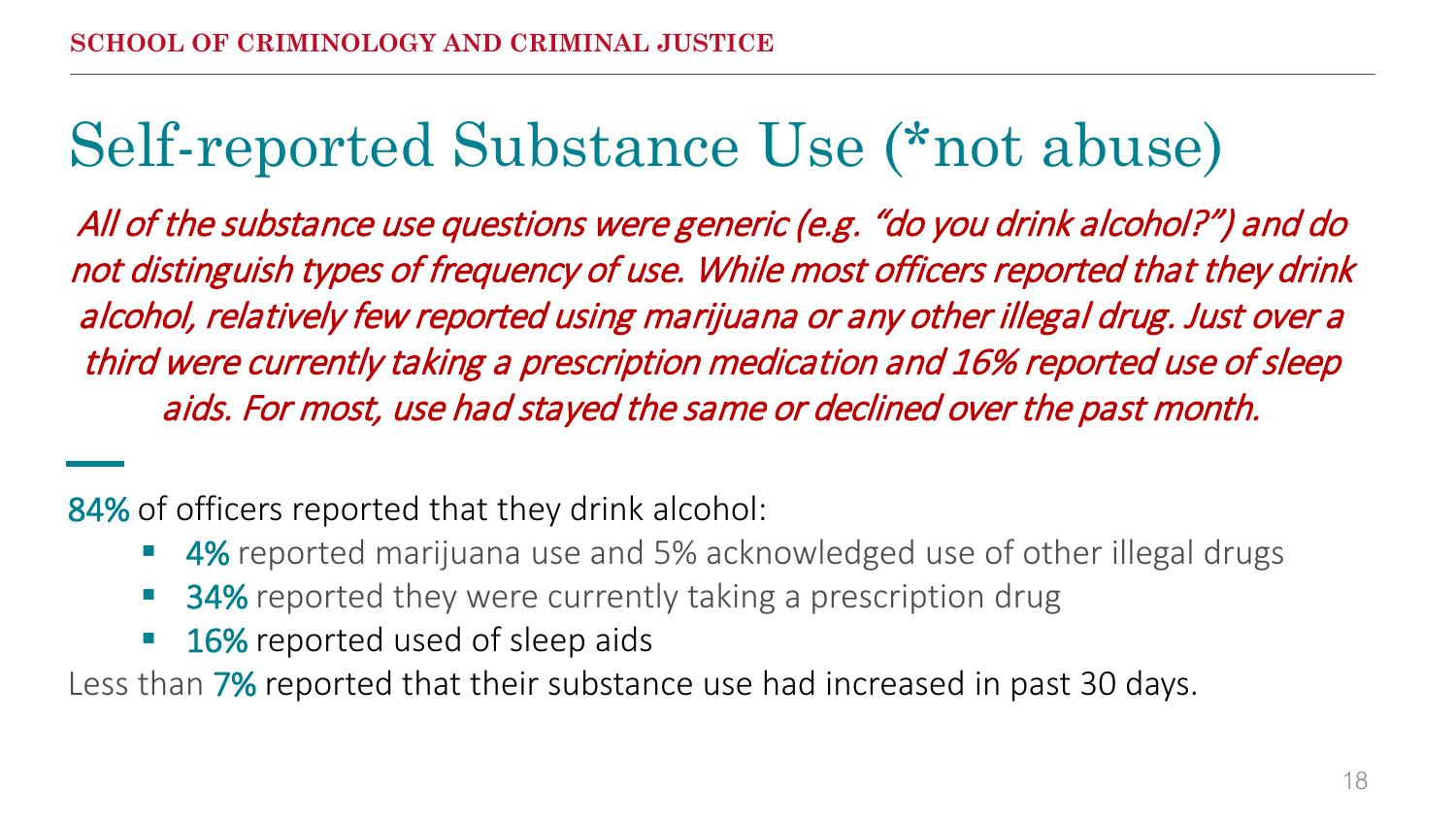# Self-reported Substance Use (*not abuse)

*All of the substance use questions were generic (e.g. "do you drink alcohol?") and do not distinguish types of frequency of use. While most officers reported that they drink alcohol, relatively few reported using marijuana or any other illegal drug. Just over a third were currently taking a prescription medication and 16% reported use of sleep aids. For most, use had stayed the same or declined over the past month.*

84% of officers reported that they drink alcohol:

- 4% reported marijuana use and 5% acknowledged use of other illegal drugs
- 34% reported they were currently taking a prescription drug
- 16% reported used of sleep aids

Less than 7% reported that their substance use had increased in past 30 days.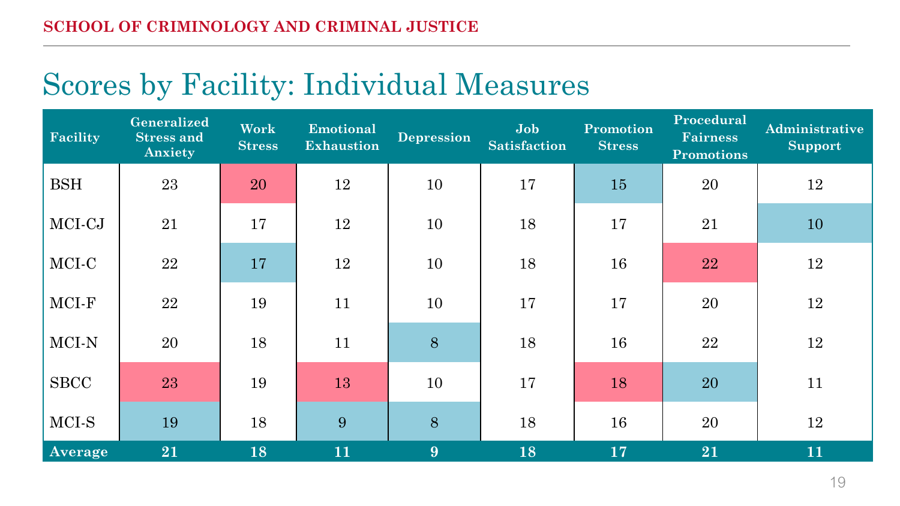# Scores by Facility: Individual Measures

| Facility | Generalized Stress and Anxiety | Work Stress | Emotional Exhaustion | Depression | Job Satisfaction | Promotion Stress | Procedural Fairness Promotions | Administrative Support |
|---|---|---|---|---|---|---|---|---|
| BSH | 23 | 20 | 12 | 10 | 17 | 15 | 20 | 12 |
| MCI-CJ | 21 | 17 | 12 | 10 | 18 | 17 | 21 | 10 |
| MCI-C | 22 | 17 | 12 | 10 | 18 | 16 | 22 | 12 |
| MCI-F | 22 | 19 | 11 | 10 | 17 | 17 | 20 | 12 |
| MCI-N | 20 | 18 | 11 | 8 | 18 | 16 | 22 | 12 |
| SBCC | 23 | 19 | 13 | 10 | 17 | 18 | 20 | 11 |
| MCI-S | 19 | 18 | 9 | 8 | 18 | 16 | 20 | 12 |
| **Average** | **21** | **18** | **11** | **9** | **18** | **17** | **21** | **11** |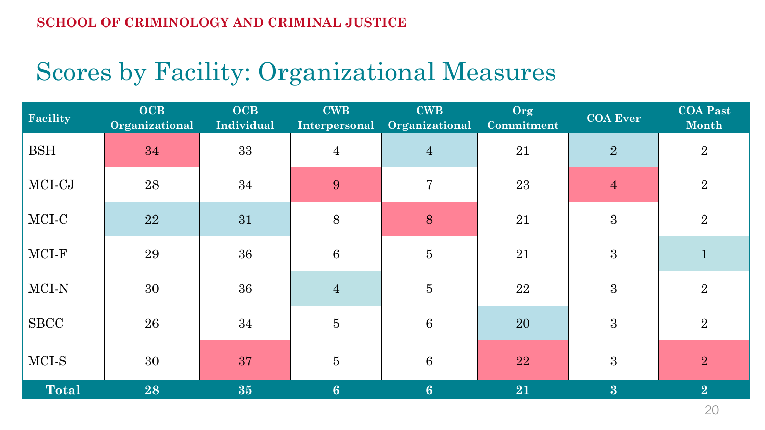# Scores by Facility: Organizational Measures

| Facility | OCB Organizational | OCB Individual | CWB Interpersonal | CWB Organizational | Org Commitment | COA Ever | COA Past Month |
|---|---|---|---|---|---|---|---|
| BSH | 34 | 33 | 4 | 4 | 21 | 2 | 2 |
| MCI-CJ | 28 | 34 | 9 | 7 | 23 | 4 | 2 |
| MCI-C | 22 | 31 | 8 | 8 | 21 | 3 | 2 |
| MCI-F | 29 | 36 | 6 | 5 | 21 | 3 | 1 |
| MCI-N | 30 | 36 | 4 | 5 | 22 | 3 | 2 |
| SBCC | 26 | 34 | 5 | 6 | 20 | 3 | 2 |
| MCI-S | 30 | 37 | 5 | 6 | 22 | 3 | 2 |
| **Total** | **28** | **35** | **6** | **6** | **21** | **3** | **2** |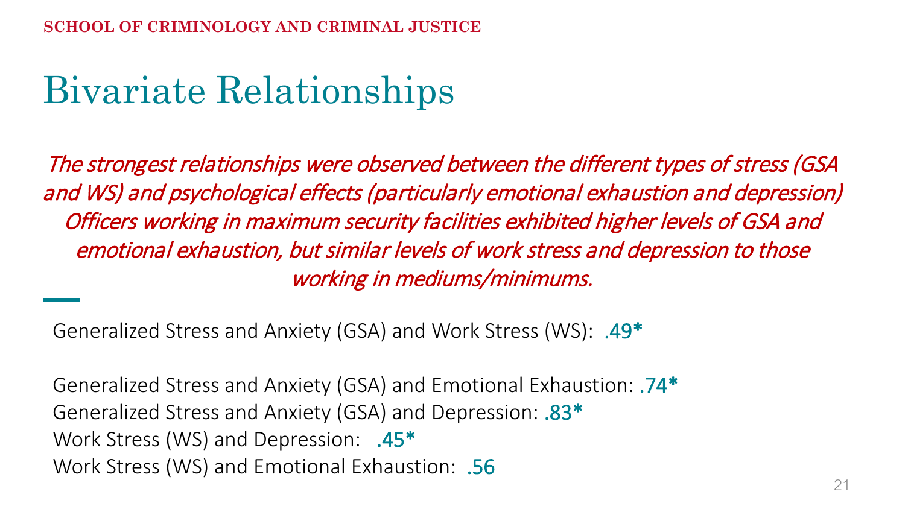# Bivariate Relationships

*The strongest relationships were observed between the different types of stress (GSA and WS) and psychological effects (particularly emotional exhaustion and depression) Officers working in maximum security facilities exhibited higher levels of GSA and emotional exhaustion, but similar levels of work stress and depression to those working in mediums/minimums.*

Generalized Stress and Anxiety (GSA) and Work Stress (WS): .49*

Generalized Stress and Anxiety (GSA) and Emotional Exhaustion: .74*
Generalized Stress and Anxiety (GSA) and Depression: .83*
Work Stress (WS) and Depression: .45*
Work Stress (WS) and Emotional Exhaustion: .56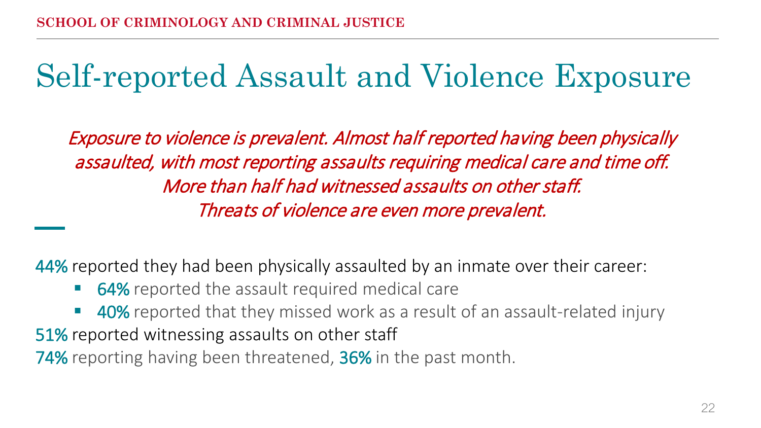# Self-reported Assault and Violence Exposure

*Exposure to violence is prevalent. Almost half reported having been physically assaulted, with most reporting assaults requiring medical care and time off. More than half had witnessed assaults on other staff. Threats of violence are even more prevalent.*

44% reported they had been physically assaulted by an inmate over their career:

- 64% reported the assault required medical care
- 40% reported that they missed work as a result of an assault-related injury

51% reported witnessing assaults on other staff

74% reporting having been threatened, 36% in the past month.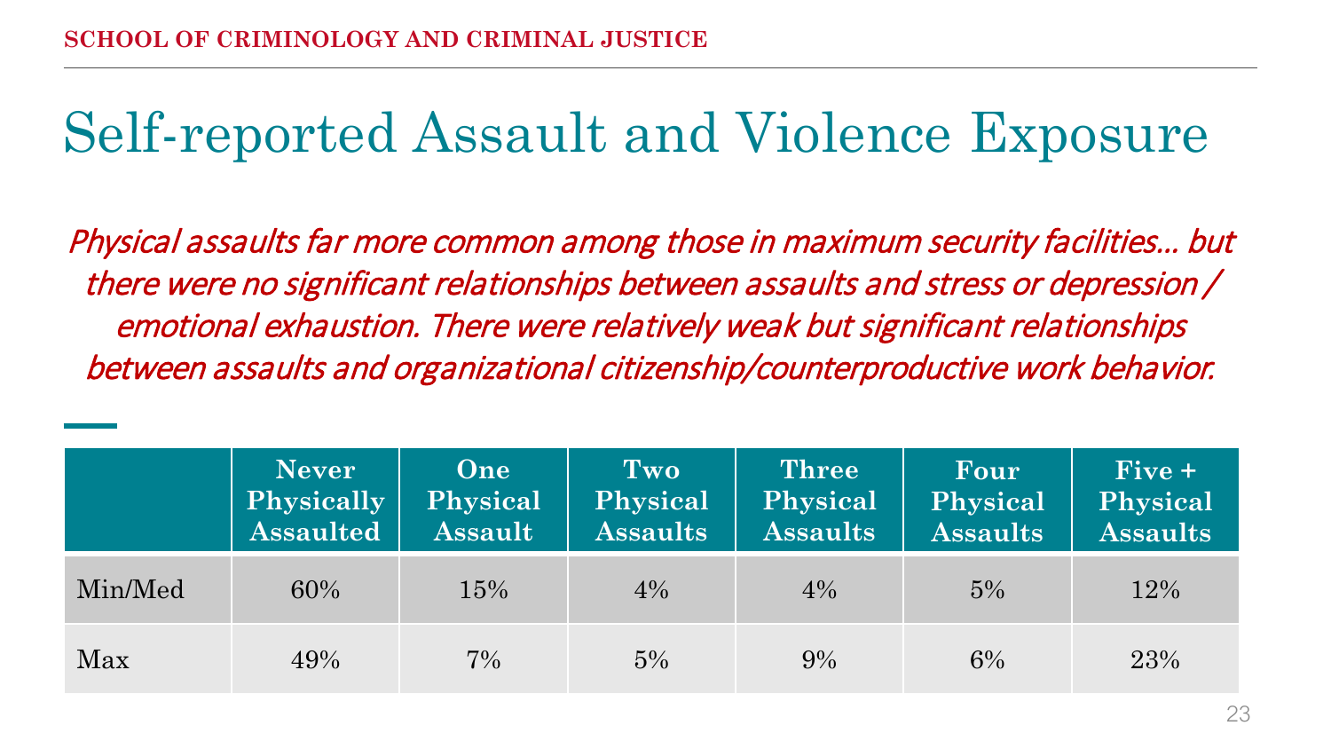# Self-reported Assault and Violence Exposure

*Physical assaults far more common among those in maximum security facilities… but there were no significant relationships between assaults and stress or depression / emotional exhaustion. There were relatively weak but significant relationships between assaults and organizational citizenship/counterproductive work behavior.*

| | Never Physically Assaulted | One Physical Assault | Two Physical Assaults | Three Physical Assaults | Four Physical Assaults | Five + Physical Assaults |
|---|---|---|---|---|---|---|
| Min/Med | 60% | 15% | 4% | 4% | 5% | 12% |
| Max | 49% | 7% | 5% | 9% | 6% | 23% |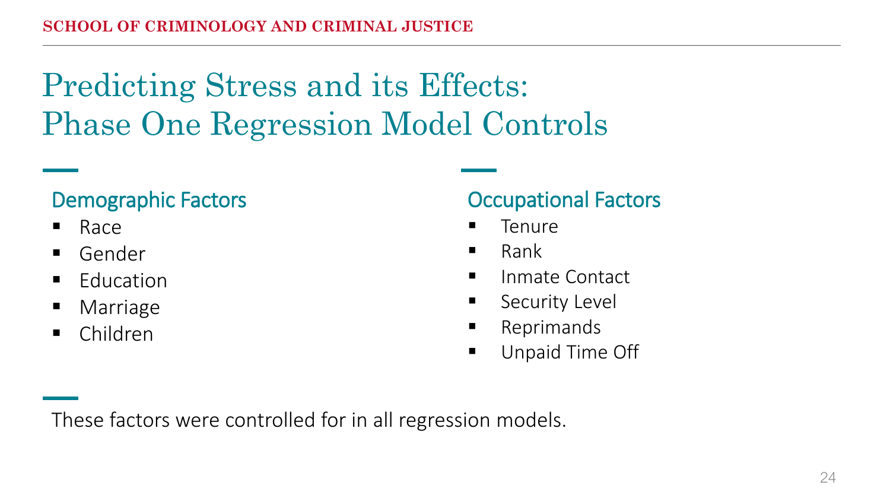# Predicting Stress and its Effects: Phase One Regression Model Controls

## Demographic Factors

- Race
- Gender
- Education
- Marriage
- Children

## Occupational Factors

- Tenure
- Rank
- Inmate Contact
- Security Level
- Reprimands
- Unpaid Time Off

These factors were controlled for in all regression models.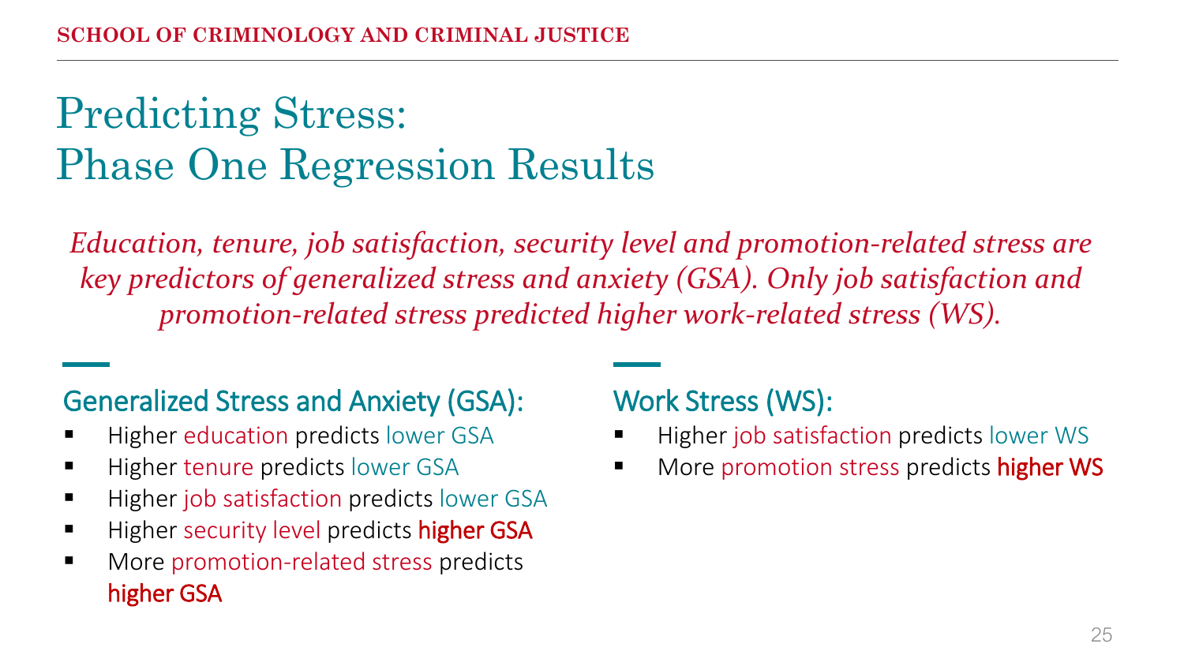# Predicting Stress: Phase One Regression Results

*Education, tenure, job satisfaction, security level and promotion-related stress are key predictors of generalized stress and anxiety (GSA). Only job satisfaction and promotion-related stress predicted higher work-related stress (WS).*

## Generalized Stress and Anxiety (GSA):

- Higher education predicts lower GSA
- Higher tenure predicts lower GSA
- Higher job satisfaction predicts lower GSA
- Higher security level predicts **higher GSA**
- More promotion-related stress predicts **higher GSA**

## Work Stress (WS):

- Higher job satisfaction predicts lower WS
- More promotion stress predicts **higher WS**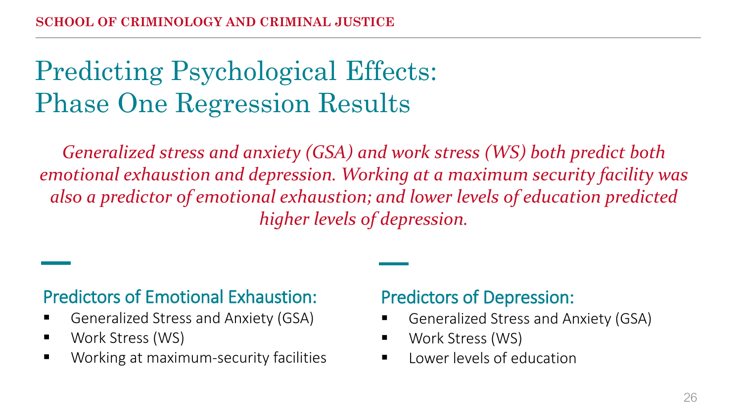# Predicting Psychological Effects: Phase One Regression Results

*Generalized stress and anxiety (GSA) and work stress (WS) both predict both emotional exhaustion and depression. Working at a maximum security facility was also a predictor of emotional exhaustion; and lower levels of education predicted higher levels of depression.*

## Predictors of Emotional Exhaustion:

- Generalized Stress and Anxiety (GSA)
- Work Stress (WS)
- Working at maximum-security facilities

## Predictors of Depression:

- Generalized Stress and Anxiety (GSA)
- Work Stress (WS)
- Lower levels of education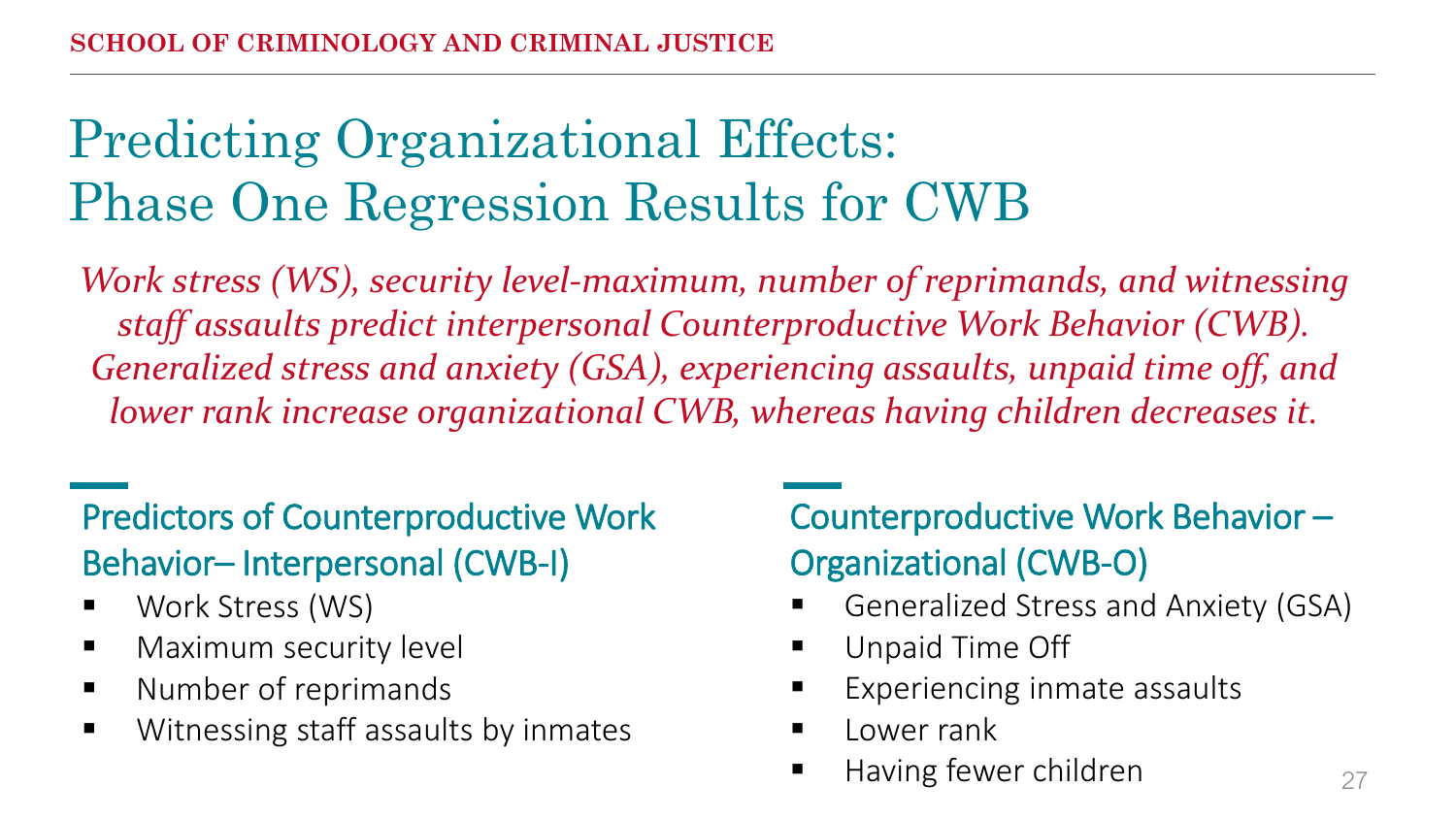# Predicting Organizational Effects: Phase One Regression Results for CWB

*Work stress (WS), security level-maximum, number of reprimands, and witnessing staff assaults predict interpersonal Counterproductive Work Behavior (CWB). Generalized stress and anxiety (GSA), experiencing assaults, unpaid time off, and lower rank increase organizational CWB, whereas having children decreases it.*

## Predictors of Counterproductive Work Behavior– Interpersonal (CWB-I)

- Work Stress (WS)
- Maximum security level
- Number of reprimands
- Witnessing staff assaults by inmates

## Counterproductive Work Behavior – Organizational (CWB-O)

- Generalized Stress and Anxiety (GSA)
- Unpaid Time Off
- Experiencing inmate assaults
- Lower rank
- Having fewer children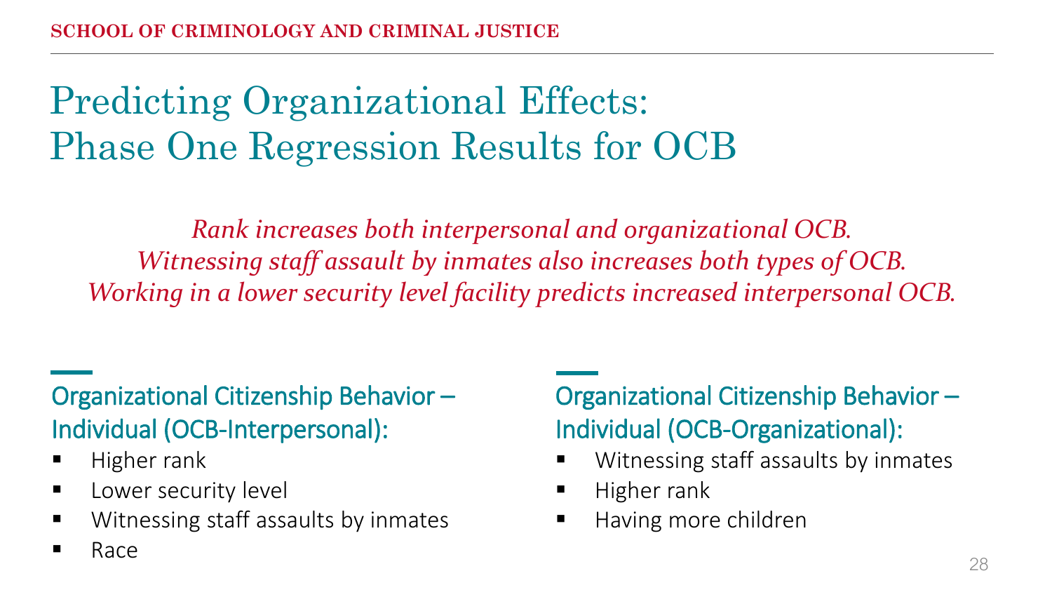# Predicting Organizational Effects: Phase One Regression Results for OCB

*Rank increases both interpersonal and organizational OCB.*
*Witnessing staff assault by inmates also increases both types of OCB.*
*Working in a lower security level facility predicts increased interpersonal OCB.*

## Organizational Citizenship Behavior – Individual (OCB-Interpersonal):

- Higher rank
- Lower security level
- Witnessing staff assaults by inmates
- Race

## Organizational Citizenship Behavior – Individual (OCB-Organizational):

- Witnessing staff assaults by inmates
- Higher rank
- Having more children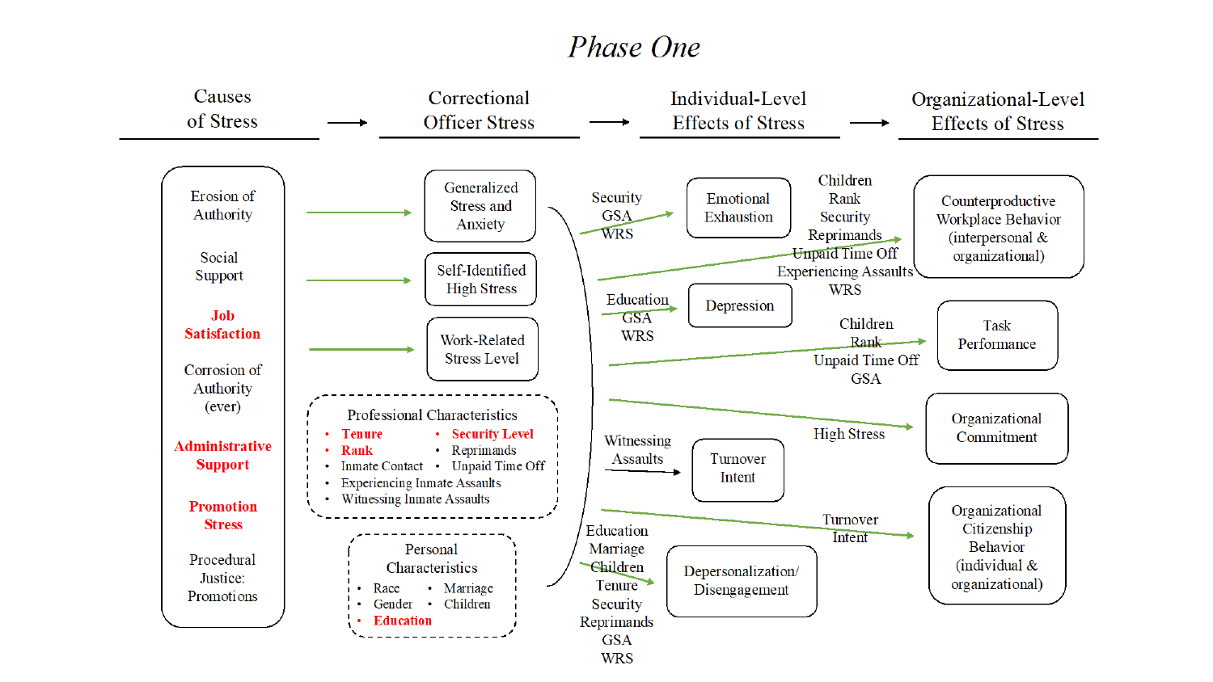# *Phase One*

**Causes of Stress** → **Correctional Officer Stress** → **Individual-Level Effects of Stress** → **Organizational-Level Effects of Stress**

**Causes of Stress:**

- Erosion of Authority
- Social Support
- **Job Satisfaction**
- Corrosion of Authority (ever)
- **Administrative Support**
- **Promotion Stress**
- Procedural Justice: Promotions

**Correctional Officer Stress:**

- Generalized Stress and Anxiety
- Self-Identified High Stress
- Work-Related Stress Level

**Professional Characteristics**

- **Tenure**
- **Rank**
- Inmate Contact
- Experiencing Inmate Assaults
- Witnessing Inmate Assaults
- **Security Level**
- Reprimands
- Unpaid Time Off

**Personal Characteristics**

- Race
- Gender
- **Education**
- Marriage
- Children

**Individual-Level Effects of Stress:**

- Security, GSA, WRS → Emotional Exhaustion
- Education, GSA, WRS → Depression
- Witnessing Assaults → Turnover Intent
- Education, Marriage, Children, Tenure, Security, Reprimands, GSA, WRS → Depersonalization/ Disengagement

**Organizational-Level Effects of Stress:**

- Children, Rank, Security, Reprimands, Unpaid Time Off, Experiencing Assaults, WRS → Counterproductive Workplace Behavior (interpersonal & organizational)
- Children, Rank, Unpaid Time Off, GSA → Task Performance
- High Stress → Organizational Commitment
- Turnover Intent → Organizational Citizenship Behavior (individual & organizational)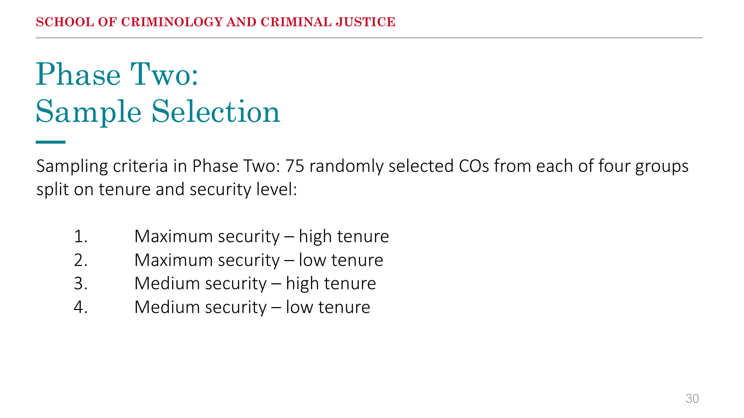# Phase Two: Sample Selection

Sampling criteria in Phase Two: 75 randomly selected COs from each of four groups split on tenure and security level:

1. Maximum security – high tenure
2. Maximum security – low tenure
3. Medium security – high tenure
4. Medium security – low tenure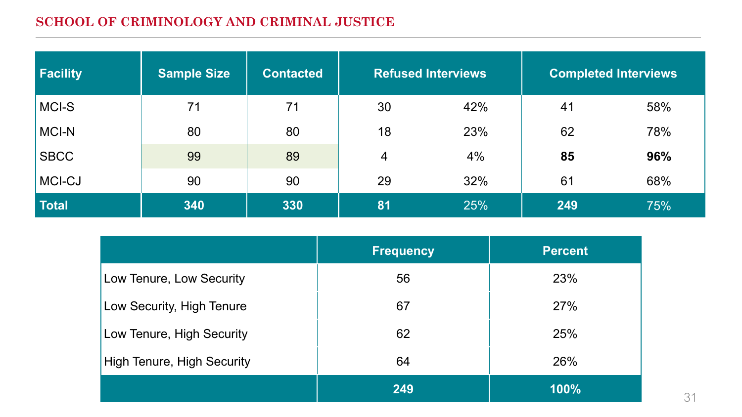| Facility | Sample Size | Contacted | Refused Interviews | | Completed Interviews | |
|---|---|---|---|---|---|---|
| MCI-S | 71 | 71 | 30 | 42% | 41 | 58% |
| MCI-N | 80 | 80 | 18 | 23% | 62 | 78% |
| SBCC | 99 | 89 | 4 | 4% | **85** | **96%** |
| MCI-CJ | 90 | 90 | 29 | 32% | 61 | 68% |
| **Total** | **340** | **330** | **81** | 25% | **249** | 75% |

| | Frequency | Percent |
|---|---|---|
| Low Tenure, Low Security | 56 | 23% |
| Low Security, High Tenure | 67 | 27% |
| Low Tenure, High Security | 62 | 25% |
| High Tenure, High Security | 64 | 26% |
| | **249** | **100%** |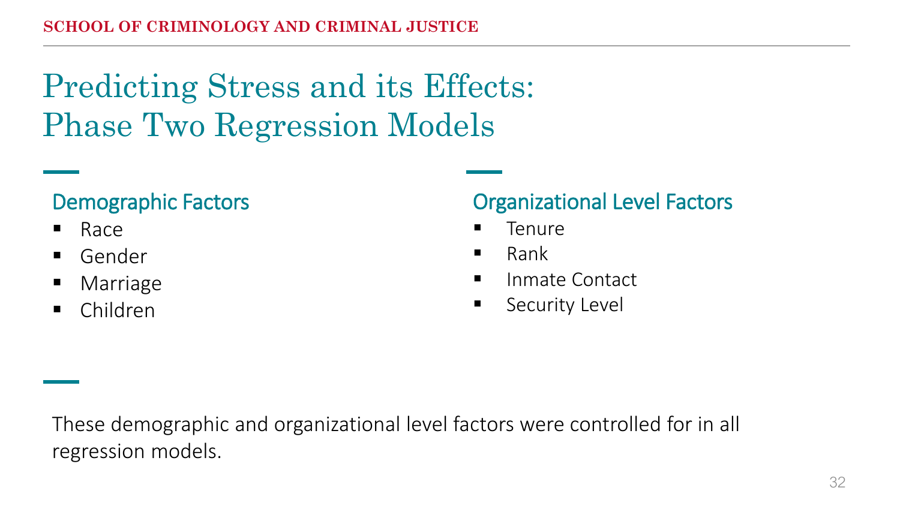# Predicting Stress and its Effects: Phase Two Regression Models

## Demographic Factors

- Race
- Gender
- Marriage
- Children

## Organizational Level Factors

- Tenure
- Rank
- Inmate Contact
- Security Level

These demographic and organizational level factors were controlled for in all regression models.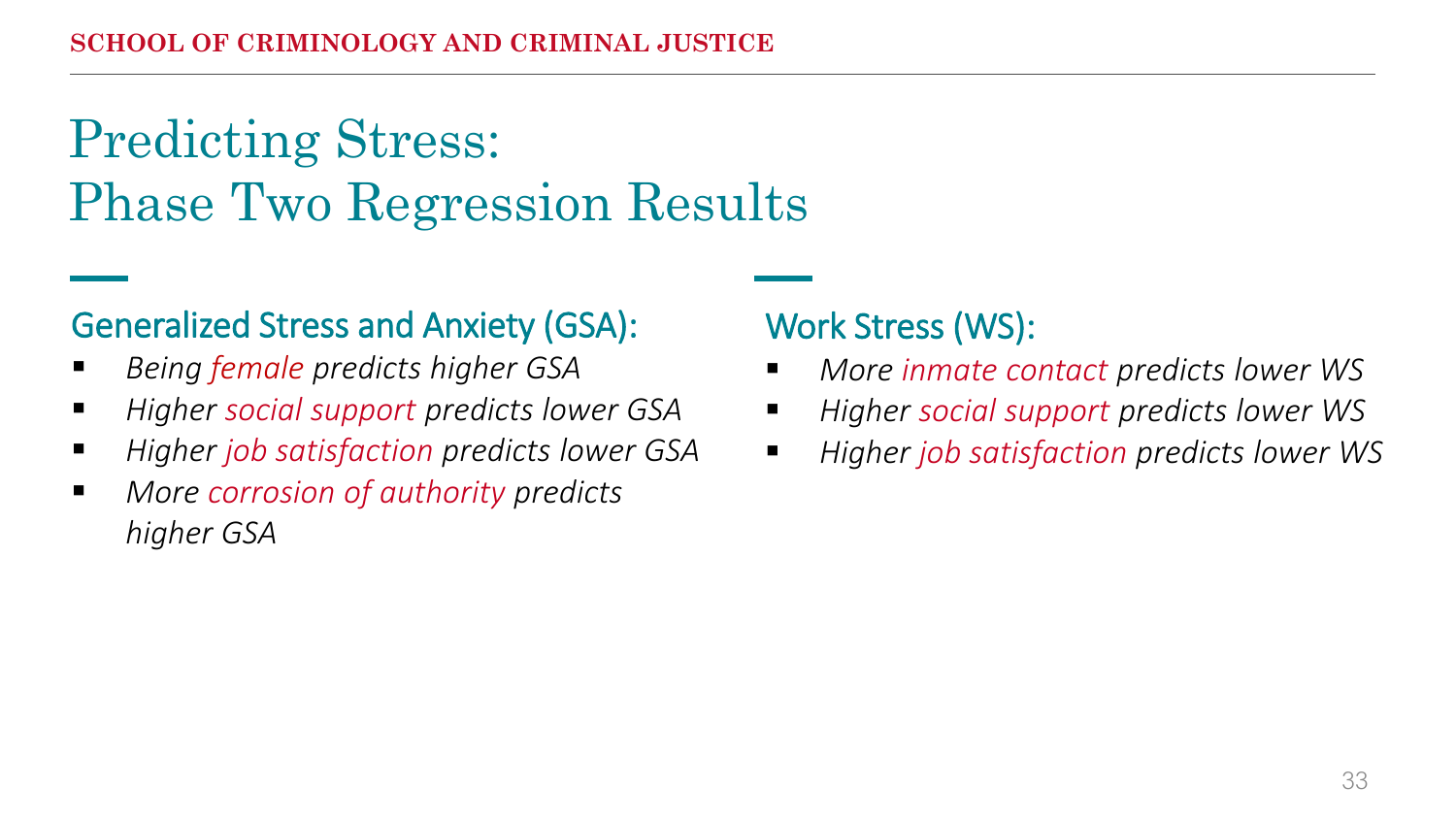# Predicting Stress: Phase Two Regression Results

## Generalized Stress and Anxiety (GSA):

- *Being female predicts higher GSA*
- *Higher social support predicts lower GSA*
- *Higher job satisfaction predicts lower GSA*
- *More corrosion of authority predicts higher GSA*

## Work Stress (WS):

- *More inmate contact predicts lower WS*
- *Higher social support predicts lower WS*
- *Higher job satisfaction predicts lower WS*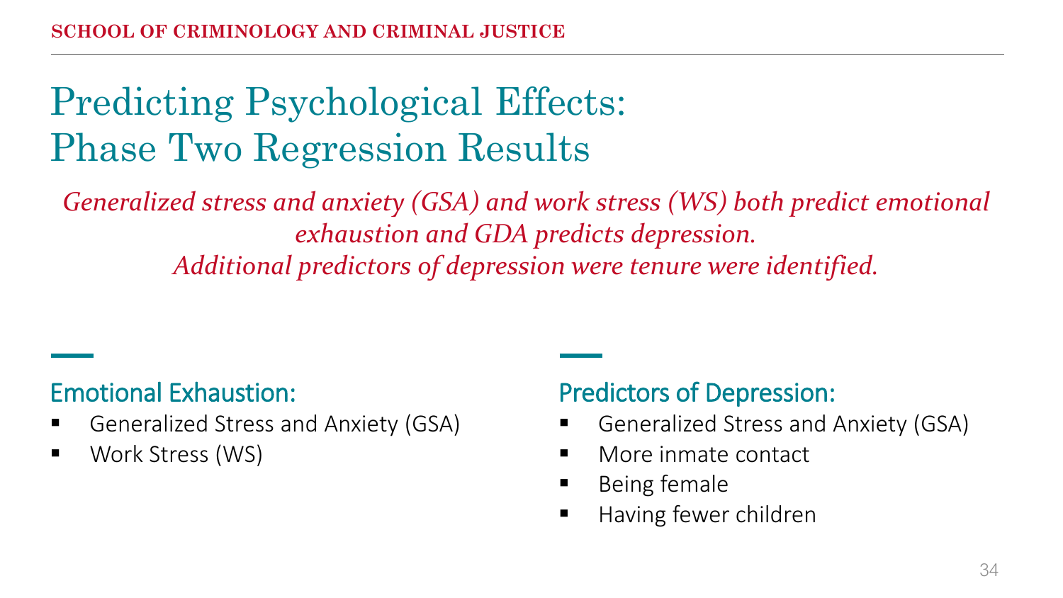# Predicting Psychological Effects: Phase Two Regression Results

*Generalized stress and anxiety (GSA) and work stress (WS) both predict emotional exhaustion and GDA predicts depression.*
*Additional predictors of depression were tenure were identified.*

## Emotional Exhaustion:

- Generalized Stress and Anxiety (GSA)
- Work Stress (WS)

## Predictors of Depression:

- Generalized Stress and Anxiety (GSA)
- More inmate contact
- Being female
- Having fewer children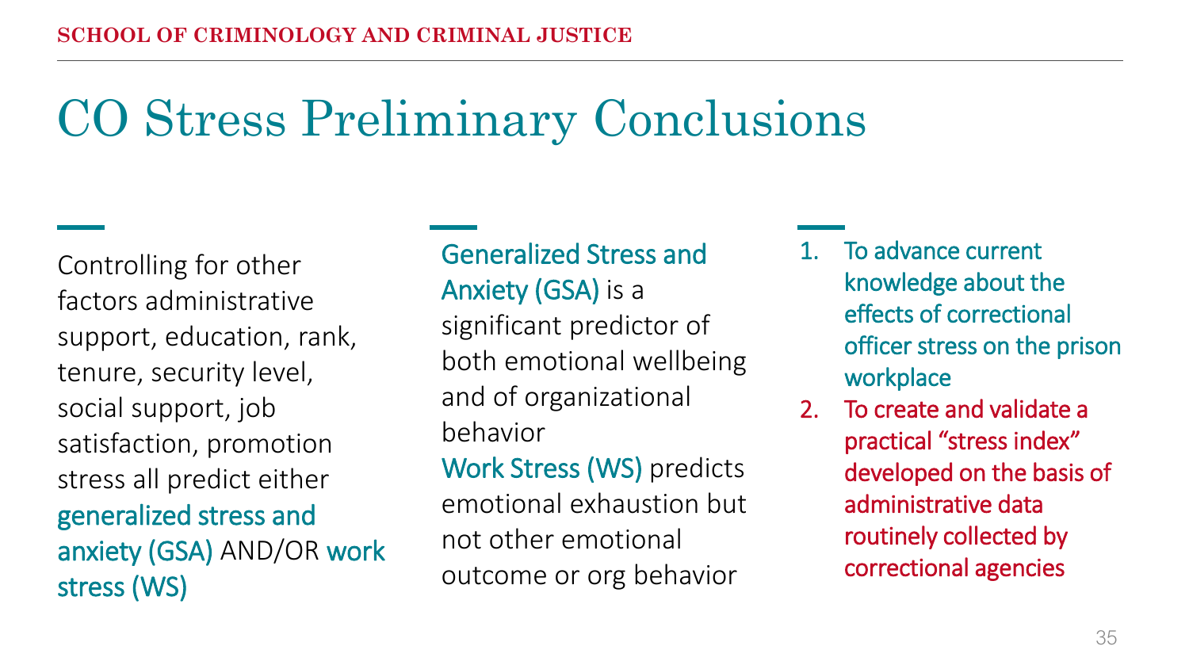# CO Stress Preliminary Conclusions

Controlling for other factors administrative support, education, rank, tenure, security level, social support, job satisfaction, promotion stress all predict either generalized stress and anxiety (GSA) AND/OR work stress (WS)

Generalized Stress and Anxiety (GSA) is a significant predictor of both emotional wellbeing and of organizational behavior

Work Stress (WS) predicts emotional exhaustion but not other emotional outcome or org behavior

1. To advance current knowledge about the effects of correctional officer stress on the prison workplace
2. To create and validate a practical "stress index" developed on the basis of administrative data routinely collected by correctional agencies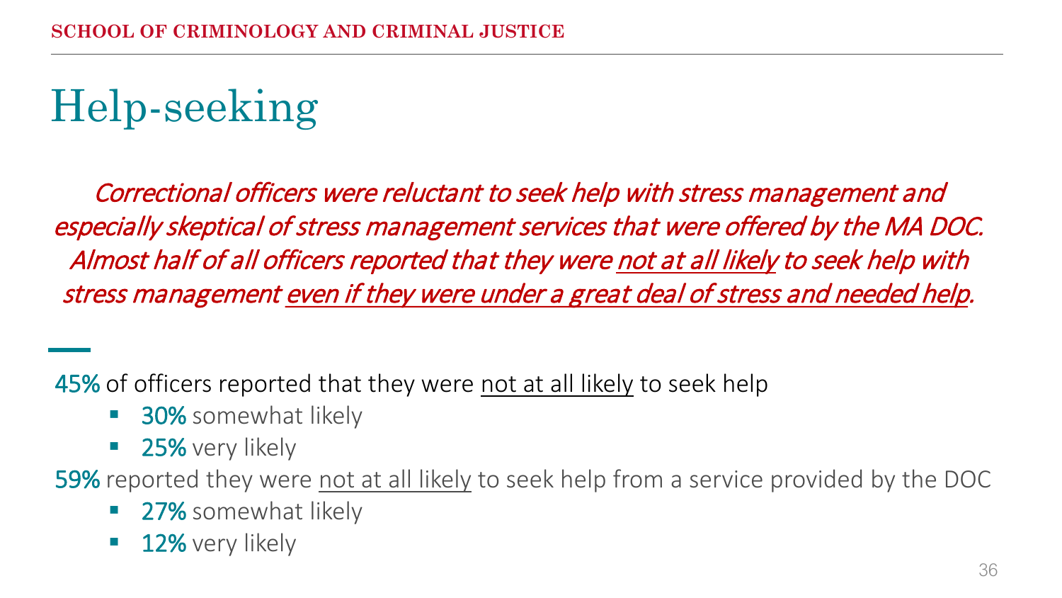# Help-seeking

*Correctional officers were reluctant to seek help with stress management and especially skeptical of stress management services that were offered by the MA DOC. Almost half of all officers reported that they were <u>not at all likely</u> to seek help with stress management <u>even if they were under a great deal of stress and needed help</u>.*

45% of officers reported that they were <u>not at all likely</u> to seek help

- 30% somewhat likely
- 25% very likely

59% reported they were <u>not at all likely</u> to seek help from a service provided by the DOC

- 27% somewhat likely
- 12% very likely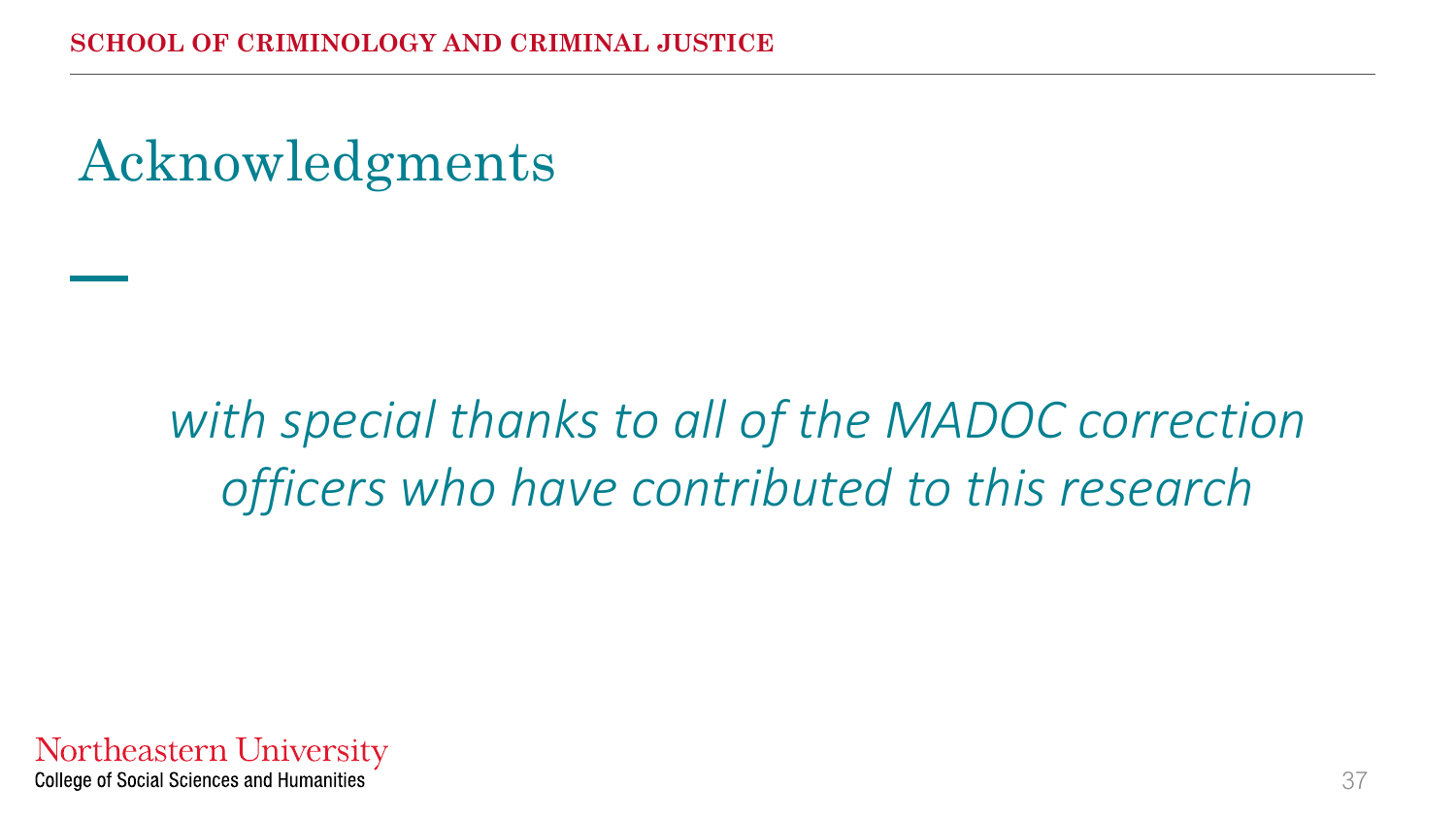# Acknowledgments

*with special thanks to all of the MADOC correction officers who have contributed to this research*